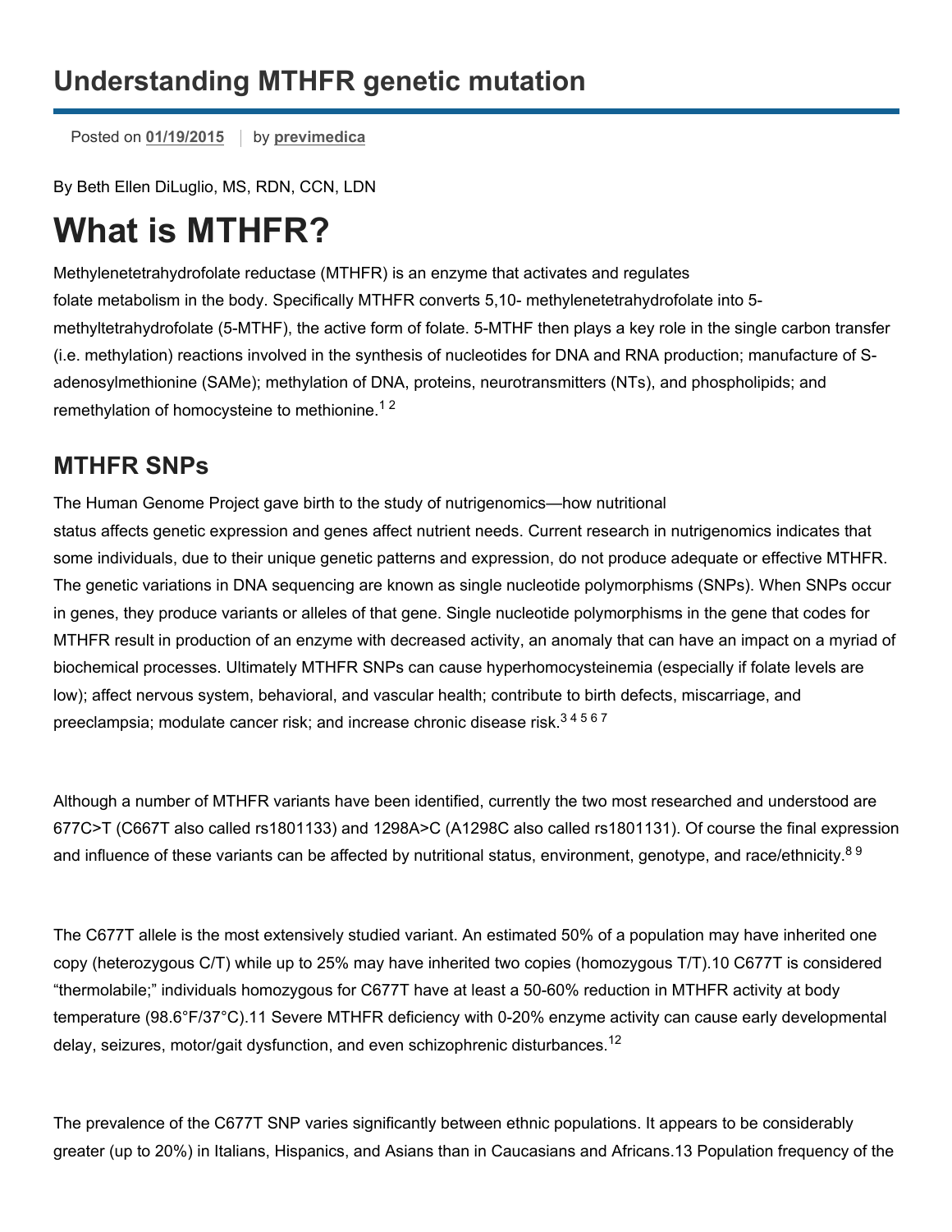# Understanding MTHFR genetic mutation

Posted on **01/19/2015** | by **previmedica**

By Beth Ellen DiLuglio, MS, RDN, CCN, LDN

# What is MTHFR?

Methylenetetrahydrofolate reductase (MTHFR) is an enzyme that activates and regulates folate metabolism in the body. Specifically MTHFR converts 5,10- methylenetetrahydrofolate into 5-methyltetrahydrofolate (5-MTHF), the active form of folate. 5-MTHF then plays a key role in the single carbon transfer (i.e. methylation) reactions involved in the synthesis of nucleotides for DNA and RNA production; manufacture of S-adenosylmethionine (SAMe); methylation of DNA, proteins, neurotransmitters (NTs), and phospholipids; and remethylation of homocysteine to methionine.[1 2]

## MTHFR SNPs

The Human Genome Project gave birth to the study of nutrigenomics—how nutritional status affects genetic expression and genes affect nutrient needs. Current research in nutrigenomics indicates that some individuals, due to their unique genetic patterns and expression, do not produce adequate or effective MTHFR. The genetic variations in DNA sequencing are known as single nucleotide polymorphisms (SNPs). When SNPs occur in genes, they produce variants or alleles of that gene. Single nucleotide polymorphisms in the gene that codes for MTHFR result in production of an enzyme with decreased activity, an anomaly that can have an impact on a myriad of biochemical processes. Ultimately MTHFR SNPs can cause hyperhomocysteinemia (especially if folate levels are low); affect nervous system, behavioral, and vascular health; contribute to birth defects, miscarriage, and preeclampsia; modulate cancer risk; and increase chronic disease risk.[3 4 5 6 7]

Although a number of MTHFR variants have been identified, currently the two most researched and understood are 677C>T (C667T also called rs1801133) and 1298A>C (A1298C also called rs1801131). Of course the final expression and influence of these variants can be affected by nutritional status, environment, genotype, and race/ethnicity.[8 9]

The C677T allele is the most extensively studied variant. An estimated 50% of a population may have inherited one copy (heterozygous C/T) while up to 25% may have inherited two copies (homozygous T/T).10 C677T is considered "thermolabile;" individuals homozygous for C677T have at least a 50-60% reduction in MTHFR activity at body temperature (98.6°F/37°C).11 Severe MTHFR deficiency with 0-20% enzyme activity can cause early developmental delay, seizures, motor/gait dysfunction, and even schizophrenic disturbances.[12]

The prevalence of the C677T SNP varies significantly between ethnic populations. It appears to be considerably greater (up to 20%) in Italians, Hispanics, and Asians than in Caucasians and Africans.13 Population frequency of the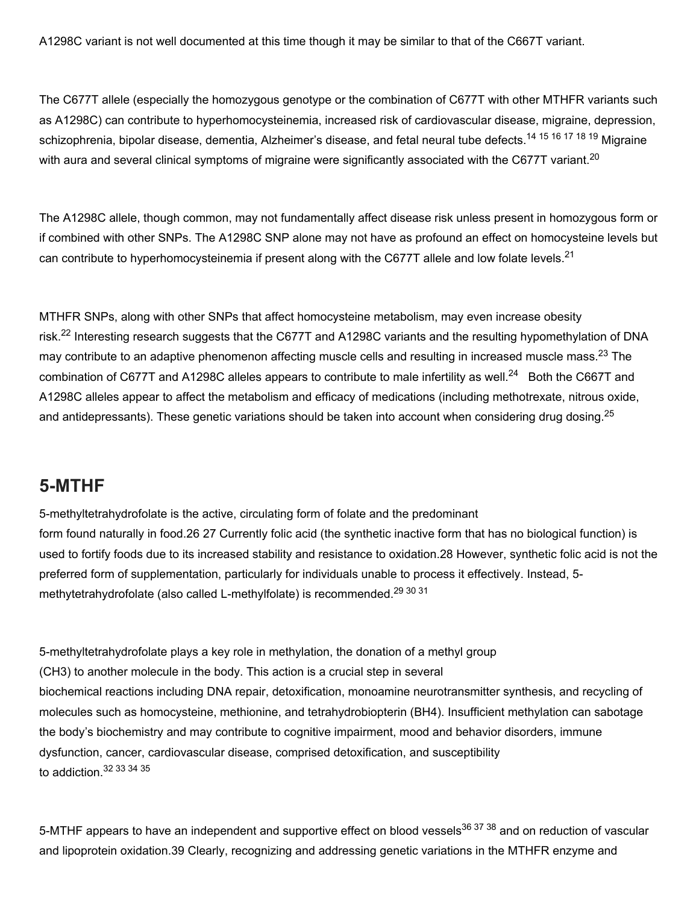A1298C variant is not well documented at this time though it may be similar to that of the C667T variant.

The C677T allele (especially the homozygous genotype or the combination of C677T with other MTHFR variants such as A1298C) can contribute to hyperhomocysteinemia, increased risk of cardiovascular disease, migraine, depression, schizophrenia, bipolar disease, dementia, Alzheimer's disease, and fetal neural tube defects.[14 15 16 17 18 19] Migraine with aura and several clinical symptoms of migraine were significantly associated with the C677T variant.[20]

The A1298C allele, though common, may not fundamentally affect disease risk unless present in homozygous form or if combined with other SNPs. The A1298C SNP alone may not have as profound an effect on homocysteine levels but can contribute to hyperhomocysteinemia if present along with the C677T allele and low folate levels.[21]

MTHFR SNPs, along with other SNPs that affect homocysteine metabolism, may even increase obesity risk.[22] Interesting research suggests that the C677T and A1298C variants and the resulting hypomethylation of DNA may contribute to an adaptive phenomenon affecting muscle cells and resulting in increased muscle mass.[23] The combination of C677T and A1298C alleles appears to contribute to male infertility as well.[24] Both the C667T and A1298C alleles appear to affect the metabolism and efficacy of medications (including methotrexate, nitrous oxide, and antidepressants). These genetic variations should be taken into account when considering drug dosing.[25]

## 5-MTHF

5-methyltetrahydrofolate is the active, circulating form of folate and the predominant form found naturally in food.26 27 Currently folic acid (the synthetic inactive form that has no biological function) is used to fortify foods due to its increased stability and resistance to oxidation.28 However, synthetic folic acid is not the preferred form of supplementation, particularly for individuals unable to process it effectively. Instead, 5-methytetrahydrofolate (also called L-methylfolate) is recommended.[29 30 31]

5-methyltetrahydrofolate plays a key role in methylation, the donation of a methyl group ($CH_3$) to another molecule in the body. This action is a crucial step in several biochemical reactions including DNA repair, detoxification, monoamine neurotransmitter synthesis, and recycling of molecules such as homocysteine, methionine, and tetrahydrobiopterin (BH4). Insufficient methylation can sabotage the body's biochemistry and may contribute to cognitive impairment, mood and behavior disorders, immune dysfunction, cancer, cardiovascular disease, comprised detoxification, and susceptibility to addiction.[32 33 34 35]

5-MTHF appears to have an independent and supportive effect on blood vessels[36 37 38] and on reduction of vascular and lipoprotein oxidation.39 Clearly, recognizing and addressing genetic variations in the MTHFR enzyme and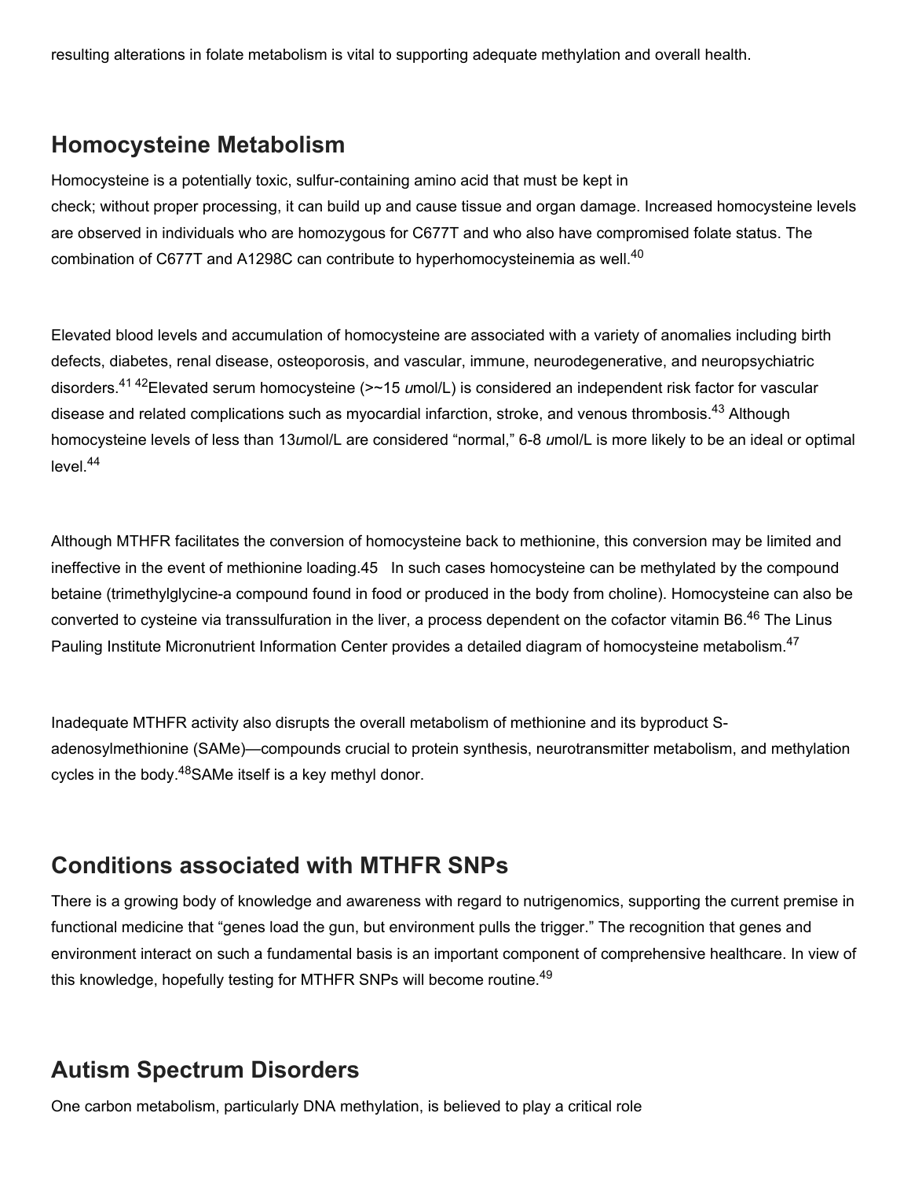resulting alterations in folate metabolism is vital to supporting adequate methylation and overall health.

## Homocysteine Metabolism

Homocysteine is a potentially toxic, sulfur-containing amino acid that must be kept in check; without proper processing, it can build up and cause tissue and organ damage. Increased homocysteine levels are observed in individuals who are homozygous for C677T and who also have compromised folate status. The combination of C677T and A1298C can contribute to hyperhomocysteinemia as well.[40]

Elevated blood levels and accumulation of homocysteine are associated with a variety of anomalies including birth defects, diabetes, renal disease, osteoporosis, and vascular, immune, neurodegenerative, and neuropsychiatric disorders.[41] [42]Elevated serum homocysteine (>~15 *u*mol/L) is considered an independent risk factor for vascular disease and related complications such as myocardial infarction, stroke, and venous thrombosis.[43] Although homocysteine levels of less than 13*u*mol/L are considered "normal," 6-8 *u*mol/L is more likely to be an ideal or optimal level.[44]

Although MTHFR facilitates the conversion of homocysteine back to methionine, this conversion may be limited and ineffective in the event of methionine loading.45 In such cases homocysteine can be methylated by the compound betaine (trimethylglycine-a compound found in food or produced in the body from choline). Homocysteine can also be converted to cysteine via transsulfuration in the liver, a process dependent on the cofactor vitamin B6.[46] The Linus Pauling Institute Micronutrient Information Center provides a detailed diagram of homocysteine metabolism.[47]

Inadequate MTHFR activity also disrupts the overall metabolism of methionine and its byproduct S-adenosylmethionine (SAMe)—compounds crucial to protein synthesis, neurotransmitter metabolism, and methylation cycles in the body.[48]SAMe itself is a key methyl donor.

## Conditions associated with MTHFR SNPs

There is a growing body of knowledge and awareness with regard to nutrigenomics, supporting the current premise in functional medicine that "genes load the gun, but environment pulls the trigger." The recognition that genes and environment interact on such a fundamental basis is an important component of comprehensive healthcare. In view of this knowledge, hopefully testing for MTHFR SNPs will become routine.[49]

## Autism Spectrum Disorders

One carbon metabolism, particularly DNA methylation, is believed to play a critical role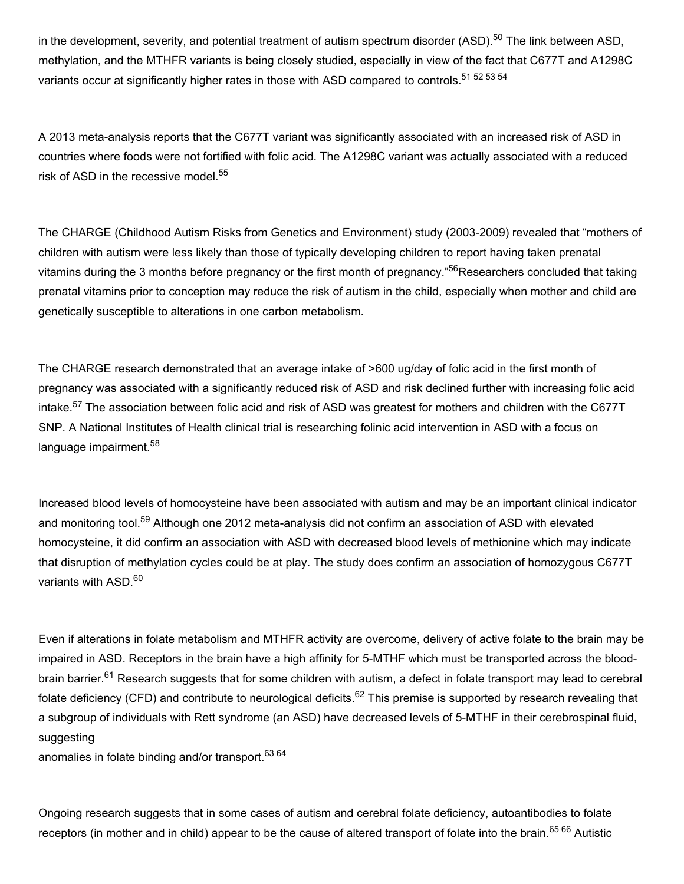in the development, severity, and potential treatment of autism spectrum disorder (ASD).[50] The link between ASD, methylation, and the MTHFR variants is being closely studied, especially in view of the fact that C677T and A1298C variants occur at significantly higher rates in those with ASD compared to controls.[51 52 53 54]

A 2013 meta-analysis reports that the C677T variant was significantly associated with an increased risk of ASD in countries where foods were not fortified with folic acid. The A1298C variant was actually associated with a reduced risk of ASD in the recessive model.[55]

The CHARGE (Childhood Autism Risks from Genetics and Environment) study (2003-2009) revealed that "mothers of children with autism were less likely than those of typically developing children to report having taken prenatal vitamins during the 3 months before pregnancy or the first month of pregnancy."[56]Researchers concluded that taking prenatal vitamins prior to conception may reduce the risk of autism in the child, especially when mother and child are genetically susceptible to alterations in one carbon metabolism.

The CHARGE research demonstrated that an average intake of ≥600 ug/day of folic acid in the first month of pregnancy was associated with a significantly reduced risk of ASD and risk declined further with increasing folic acid intake.[57] The association between folic acid and risk of ASD was greatest for mothers and children with the C677T SNP. A National Institutes of Health clinical trial is researching folinic acid intervention in ASD with a focus on language impairment.[58]

Increased blood levels of homocysteine have been associated with autism and may be an important clinical indicator and monitoring tool.[59] Although one 2012 meta-analysis did not confirm an association of ASD with elevated homocysteine, it did confirm an association with ASD with decreased blood levels of methionine which may indicate that disruption of methylation cycles could be at play. The study does confirm an association of homozygous C677T variants with ASD.[60]

Even if alterations in folate metabolism and MTHFR activity are overcome, delivery of active folate to the brain may be impaired in ASD. Receptors in the brain have a high affinity for 5-MTHF which must be transported across the blood-brain barrier.[61] Research suggests that for some children with autism, a defect in folate transport may lead to cerebral folate deficiency (CFD) and contribute to neurological deficits.[62] This premise is supported by research revealing that a subgroup of individuals with Rett syndrome (an ASD) have decreased levels of 5-MTHF in their cerebrospinal fluid, suggesting anomalies in folate binding and/or transport.[63 64]

Ongoing research suggests that in some cases of autism and cerebral folate deficiency, autoantibodies to folate receptors (in mother and in child) appear to be the cause of altered transport of folate into the brain.[65 66] Autistic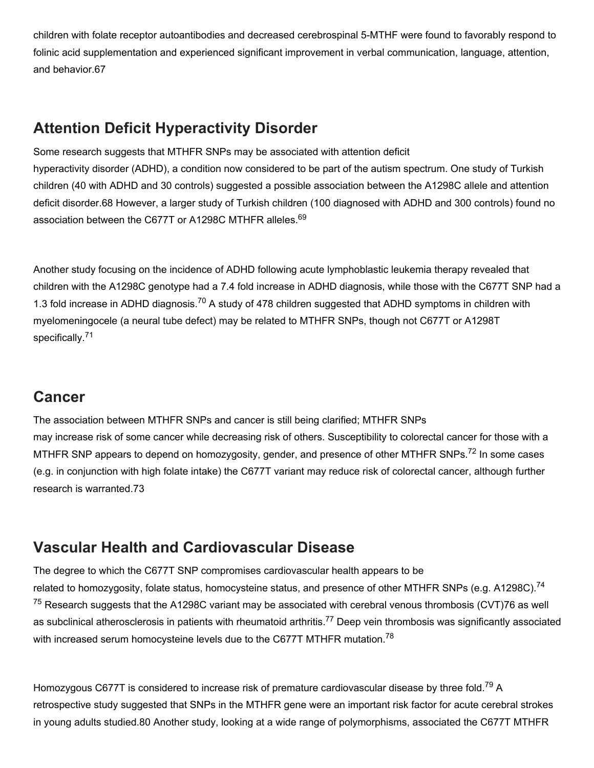children with folate receptor autoantibodies and decreased cerebrospinal 5-MTHF were found to favorably respond to folinic acid supplementation and experienced significant improvement in verbal communication, language, attention, and behavior.67

## Attention Deficit Hyperactivity Disorder

Some research suggests that MTHFR SNPs may be associated with attention deficit hyperactivity disorder (ADHD), a condition now considered to be part of the autism spectrum. One study of Turkish children (40 with ADHD and 30 controls) suggested a possible association between the A1298C allele and attention deficit disorder.68 However, a larger study of Turkish children (100 diagnosed with ADHD and 300 controls) found no association between the C677T or A1298C MTHFR alleles.[69]

Another study focusing on the incidence of ADHD following acute lymphoblastic leukemia therapy revealed that children with the A1298C genotype had a 7.4 fold increase in ADHD diagnosis, while those with the C677T SNP had a 1.3 fold increase in ADHD diagnosis.[70] A study of 478 children suggested that ADHD symptoms in children with myelomeningocele (a neural tube defect) may be related to MTHFR SNPs, though not C677T or A1298T specifically.[71]

## Cancer

The association between MTHFR SNPs and cancer is still being clarified; MTHFR SNPs may increase risk of some cancer while decreasing risk of others. Susceptibility to colorectal cancer for those with a MTHFR SNP appears to depend on homozygosity, gender, and presence of other MTHFR SNPs.[72] In some cases (e.g. in conjunction with high folate intake) the C677T variant may reduce risk of colorectal cancer, although further research is warranted.73

## Vascular Health and Cardiovascular Disease

The degree to which the C677T SNP compromises cardiovascular health appears to be related to homozygosity, folate status, homocysteine status, and presence of other MTHFR SNPs (e.g. A1298C).[74] [75] Research suggests that the A1298C variant may be associated with cerebral venous thrombosis (CVT)76 as well as subclinical atherosclerosis in patients with rheumatoid arthritis.[77] Deep vein thrombosis was significantly associated with increased serum homocysteine levels due to the C677T MTHFR mutation.[78]

Homozygous C677T is considered to increase risk of premature cardiovascular disease by three fold.[79] A retrospective study suggested that SNPs in the MTHFR gene were an important risk factor for acute cerebral strokes in young adults studied.80 Another study, looking at a wide range of polymorphisms, associated the C677T MTHFR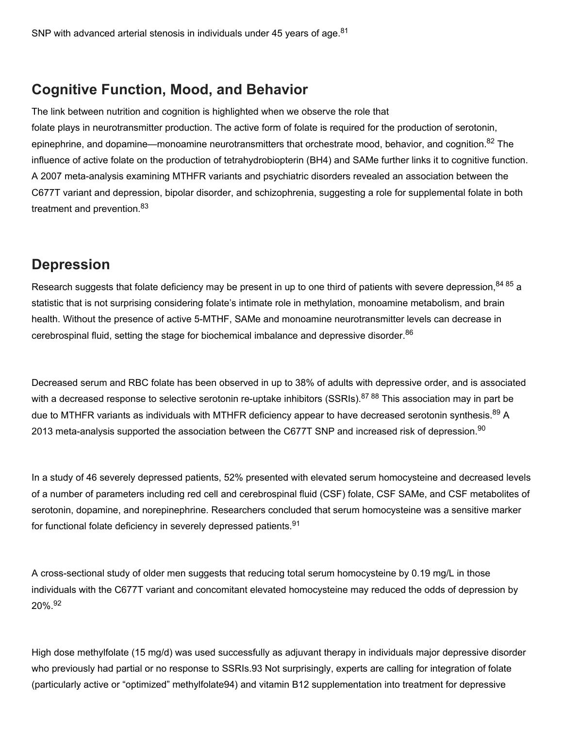SNP with advanced arterial stenosis in individuals under 45 years of age.[81]

## Cognitive Function, Mood, and Behavior

The link between nutrition and cognition is highlighted when we observe the role that folate plays in neurotransmitter production. The active form of folate is required for the production of serotonin, epinephrine, and dopamine—monoamine neurotransmitters that orchestrate mood, behavior, and cognition.[82] The influence of active folate on the production of tetrahydrobiopterin (BH4) and SAMe further links it to cognitive function. A 2007 meta-analysis examining MTHFR variants and psychiatric disorders revealed an association between the C677T variant and depression, bipolar disorder, and schizophrenia, suggesting a role for supplemental folate in both treatment and prevention.[83]

## Depression

Research suggests that folate deficiency may be present in up to one third of patients with severe depression,[84] [85] a statistic that is not surprising considering folate's intimate role in methylation, monoamine metabolism, and brain health. Without the presence of active 5-MTHF, SAMe and monoamine neurotransmitter levels can decrease in cerebrospinal fluid, setting the stage for biochemical imbalance and depressive disorder.[86]

Decreased serum and RBC folate has been observed in up to 38% of adults with depressive order, and is associated with a decreased response to selective serotonin re-uptake inhibitors (SSRIs).[87] [88] This association may in part be due to MTHFR variants as individuals with MTHFR deficiency appear to have decreased serotonin synthesis.[89] A 2013 meta-analysis supported the association between the C677T SNP and increased risk of depression.[90]

In a study of 46 severely depressed patients, 52% presented with elevated serum homocysteine and decreased levels of a number of parameters including red cell and cerebrospinal fluid (CSF) folate, CSF SAMe, and CSF metabolites of serotonin, dopamine, and norepinephrine. Researchers concluded that serum homocysteine was a sensitive marker for functional folate deficiency in severely depressed patients.[91]

A cross-sectional study of older men suggests that reducing total serum homocysteine by 0.19 mg/L in those individuals with the C677T variant and concomitant elevated homocysteine may reduced the odds of depression by 20%.[92]

High dose methylfolate (15 mg/d) was used successfully as adjuvant therapy in individuals major depressive disorder who previously had partial or no response to SSRIs.93 Not surprisingly, experts are calling for integration of folate (particularly active or "optimized" methylfolate94) and vitamin B12 supplementation into treatment for depressive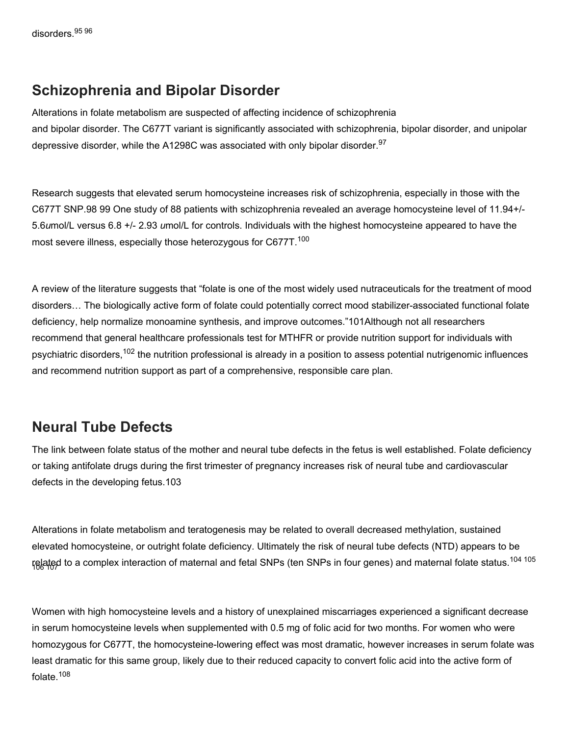disorders.[95 96]

## Schizophrenia and Bipolar Disorder

Alterations in folate metabolism are suspected of affecting incidence of schizophrenia and bipolar disorder. The C677T variant is significantly associated with schizophrenia, bipolar disorder, and unipolar depressive disorder, while the A1298C was associated with only bipolar disorder.[97]

Research suggests that elevated serum homocysteine increases risk of schizophrenia, especially in those with the C677T SNP.98 99 One study of 88 patients with schizophrenia revealed an average homocysteine level of 11.94+/- 5.6*u*mol/L versus 6.8 +/- 2.93 *u*mol/L for controls. Individuals with the highest homocysteine appeared to have the most severe illness, especially those heterozygous for C677T.[100]

A review of the literature suggests that "folate is one of the most widely used nutraceuticals for the treatment of mood disorders… The biologically active form of folate could potentially correct mood stabilizer-associated functional folate deficiency, help normalize monoamine synthesis, and improve outcomes."101Although not all researchers recommend that general healthcare professionals test for MTHFR or provide nutrition support for individuals with psychiatric disorders,[102] the nutrition professional is already in a position to assess potential nutrigenomic influences and recommend nutrition support as part of a comprehensive, responsible care plan.

## Neural Tube Defects

The link between folate status of the mother and neural tube defects in the fetus is well established. Folate deficiency or taking antifolate drugs during the first trimester of pregnancy increases risk of neural tube and cardiovascular defects in the developing fetus.103

Alterations in folate metabolism and teratogenesis may be related to overall decreased methylation, sustained elevated homocysteine, or outright folate deficiency. Ultimately the risk of neural tube defects (NTD) appears to be related to a complex interaction of maternal and fetal SNPs (ten SNPs in four genes) and maternal folate status.[104 105 106 107]

Women with high homocysteine levels and a history of unexplained miscarriages experienced a significant decrease in serum homocysteine levels when supplemented with 0.5 mg of folic acid for two months. For women who were homozygous for C677T, the homocysteine-lowering effect was most dramatic, however increases in serum folate was least dramatic for this same group, likely due to their reduced capacity to convert folic acid into the active form of folate.[108]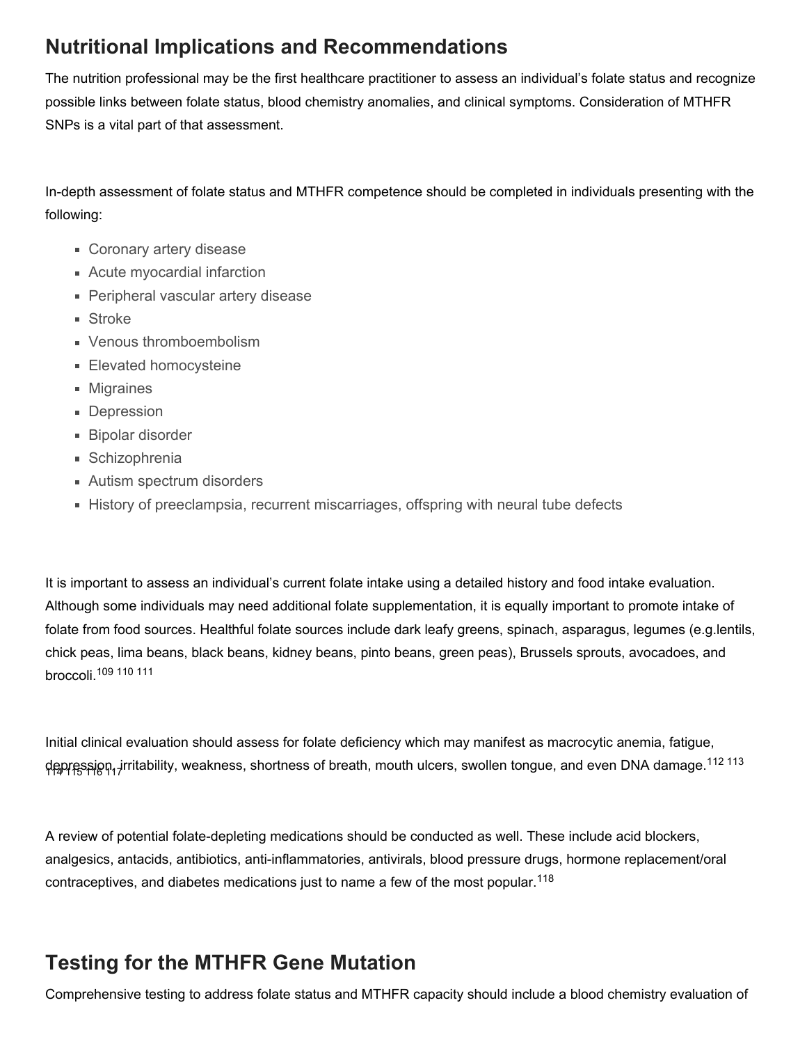## Nutritional Implications and Recommendations

The nutrition professional may be the first healthcare practitioner to assess an individual's folate status and recognize possible links between folate status, blood chemistry anomalies, and clinical symptoms. Consideration of MTHFR SNPs is a vital part of that assessment.

In-depth assessment of folate status and MTHFR competence should be completed in individuals presenting with the following:

- Coronary artery disease
- Acute myocardial infarction
- Peripheral vascular artery disease
- Stroke
- Venous thromboembolism
- Elevated homocysteine
- Migraines
- Depression
- Bipolar disorder
- Schizophrenia
- Autism spectrum disorders
- History of preeclampsia, recurrent miscarriages, offspring with neural tube defects

It is important to assess an individual's current folate intake using a detailed history and food intake evaluation. Although some individuals may need additional folate supplementation, it is equally important to promote intake of folate from food sources. Healthful folate sources include dark leafy greens, spinach, asparagus, legumes (e.g.lentils, chick peas, lima beans, black beans, kidney beans, pinto beans, green peas), Brussels sprouts, avocadoes, and broccoli.[109 110 111]

Initial clinical evaluation should assess for folate deficiency which may manifest as macrocytic anemia, fatigue, depression, irritability, weakness, shortness of breath, mouth ulcers, swollen tongue, and even DNA damage.[112 113 114 115 116 117]

A review of potential folate-depleting medications should be conducted as well. These include acid blockers, analgesics, antacids, antibiotics, anti-inflammatories, antivirals, blood pressure drugs, hormone replacement/oral contraceptives, and diabetes medications just to name a few of the most popular.[118]

## Testing for the MTHFR Gene Mutation

Comprehensive testing to address folate status and MTHFR capacity should include a blood chemistry evaluation of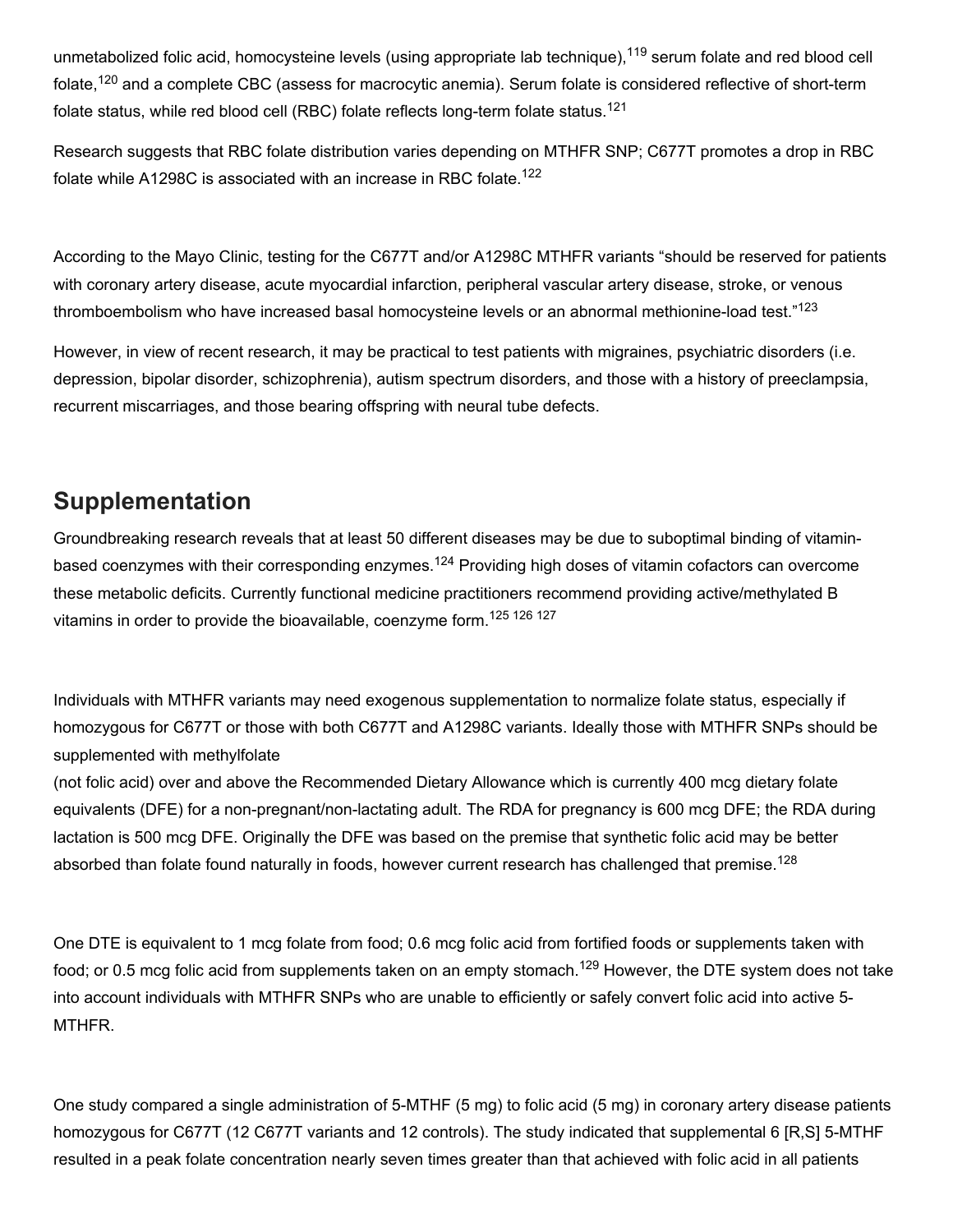unmetabolized folic acid, homocysteine levels (using appropriate lab technique),[119] serum folate and red blood cell folate,[120] and a complete CBC (assess for macrocytic anemia). Serum folate is considered reflective of short-term folate status, while red blood cell (RBC) folate reflects long-term folate status.[121]

Research suggests that RBC folate distribution varies depending on MTHFR SNP; C677T promotes a drop in RBC folate while A1298C is associated with an increase in RBC folate.[122]

According to the Mayo Clinic, testing for the C677T and/or A1298C MTHFR variants "should be reserved for patients with coronary artery disease, acute myocardial infarction, peripheral vascular artery disease, stroke, or venous thromboembolism who have increased basal homocysteine levels or an abnormal methionine-load test."[123]

However, in view of recent research, it may be practical to test patients with migraines, psychiatric disorders (i.e. depression, bipolar disorder, schizophrenia), autism spectrum disorders, and those with a history of preeclampsia, recurrent miscarriages, and those bearing offspring with neural tube defects.

## Supplementation

Groundbreaking research reveals that at least 50 different diseases may be due to suboptimal binding of vitamin-based coenzymes with their corresponding enzymes.[124] Providing high doses of vitamin cofactors can overcome these metabolic deficits. Currently functional medicine practitioners recommend providing active/methylated B vitamins in order to provide the bioavailable, coenzyme form.[125] [126] [127]

Individuals with MTHFR variants may need exogenous supplementation to normalize folate status, especially if homozygous for C677T or those with both C677T and A1298C variants. Ideally those with MTHFR SNPs should be supplemented with methylfolate
(not folic acid) over and above the Recommended Dietary Allowance which is currently 400 mcg dietary folate equivalents (DFE) for a non-pregnant/non-lactating adult. The RDA for pregnancy is 600 mcg DFE; the RDA during lactation is 500 mcg DFE. Originally the DFE was based on the premise that synthetic folic acid may be better absorbed than folate found naturally in foods, however current research has challenged that premise.[128]

One DTE is equivalent to 1 mcg folate from food; 0.6 mcg folic acid from fortified foods or supplements taken with food; or 0.5 mcg folic acid from supplements taken on an empty stomach.[129] However, the DTE system does not take into account individuals with MTHFR SNPs who are unable to efficiently or safely convert folic acid into active 5-MTHFR.

One study compared a single administration of 5-MTHF (5 mg) to folic acid (5 mg) in coronary artery disease patients homozygous for C677T (12 C677T variants and 12 controls). The study indicated that supplemental 6 [R,S] 5-MTHF resulted in a peak folate concentration nearly seven times greater than that achieved with folic acid in all patients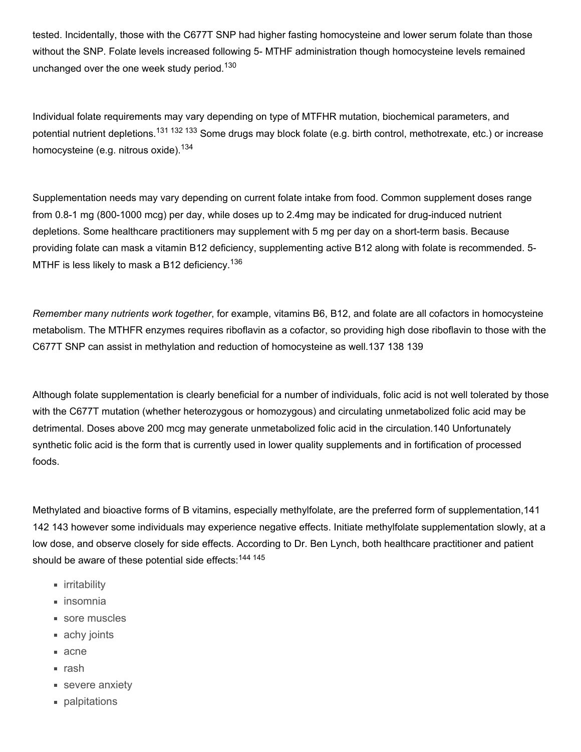tested. Incidentally, those with the C677T SNP had higher fasting homocysteine and lower serum folate than those without the SNP. Folate levels increased following 5- MTHF administration though homocysteine levels remained unchanged over the one week study period.[130]

Individual folate requirements may vary depending on type of MTFHR mutation, biochemical parameters, and potential nutrient depletions.[131] [132] [133] Some drugs may block folate (e.g. birth control, methotrexate, etc.) or increase homocysteine (e.g. nitrous oxide).[134]

Supplementation needs may vary depending on current folate intake from food. Common supplement doses range from 0.8-1 mg (800-1000 mcg) per day, while doses up to 2.4mg may be indicated for drug-induced nutrient depletions. Some healthcare practitioners may supplement with 5 mg per day on a short-term basis. Because providing folate can mask a vitamin B12 deficiency, supplementing active B12 along with folate is recommended. 5-MTHF is less likely to mask a B12 deficiency.[136]

*Remember many nutrients work together*, for example, vitamins B6, B12, and folate are all cofactors in homocysteine metabolism. The MTHFR enzymes requires riboflavin as a cofactor, so providing high dose riboflavin to those with the C677T SNP can assist in methylation and reduction of homocysteine as well.137 138 139

Although folate supplementation is clearly beneficial for a number of individuals, folic acid is not well tolerated by those with the C677T mutation (whether heterozygous or homozygous) and circulating unmetabolized folic acid may be detrimental. Doses above 200 mcg may generate unmetabolized folic acid in the circulation.140 Unfortunately synthetic folic acid is the form that is currently used in lower quality supplements and in fortification of processed foods.

Methylated and bioactive forms of B vitamins, especially methylfolate, are the preferred form of supplementation,141 142 143 however some individuals may experience negative effects. Initiate methylfolate supplementation slowly, at a low dose, and observe closely for side effects. According to Dr. Ben Lynch, both healthcare practitioner and patient should be aware of these potential side effects:[144] [145]

- irritability
- insomnia
- sore muscles
- achy joints
- acne
- rash
- severe anxiety
- palpitations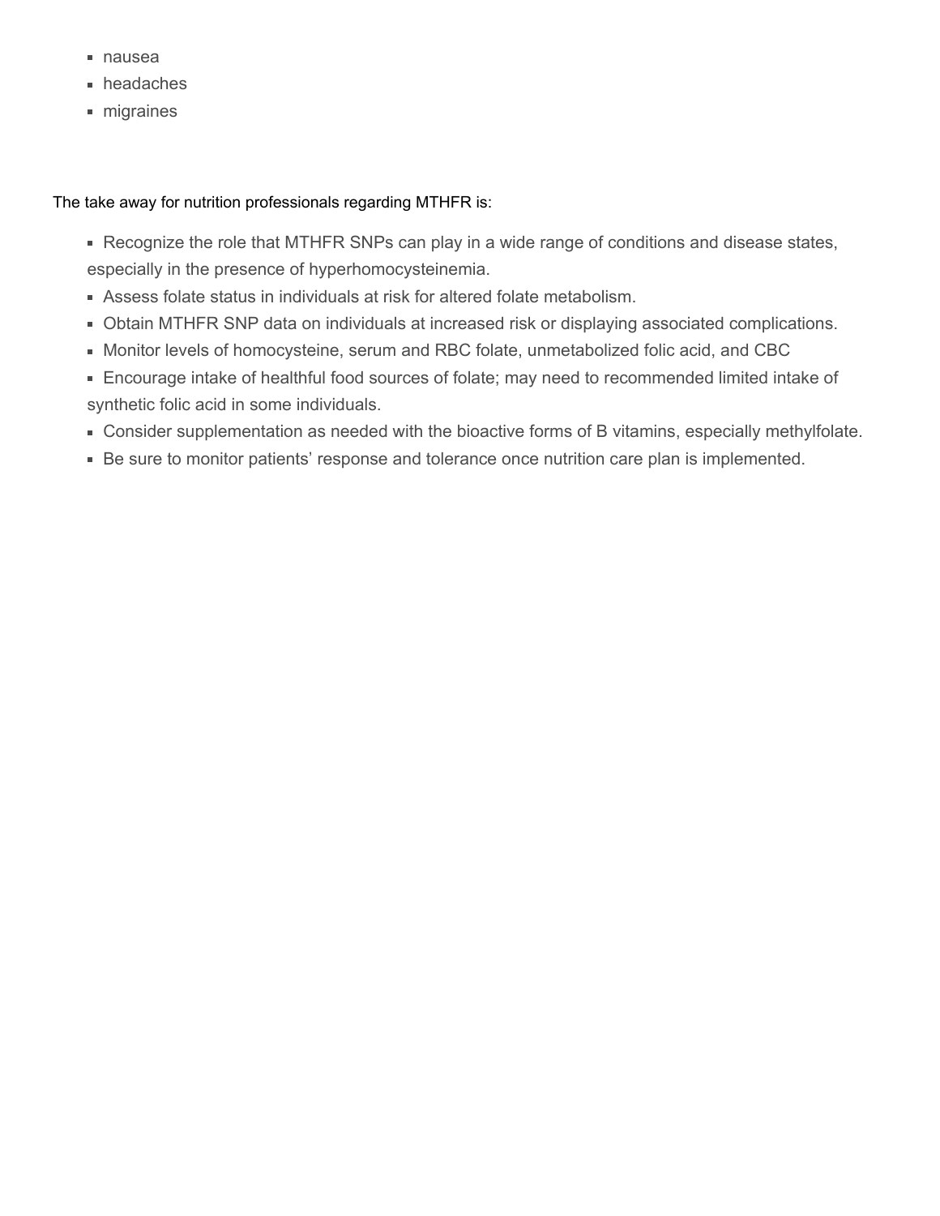- nausea
- headaches
- migraines

The take away for nutrition professionals regarding MTHFR is:

- Recognize the role that MTHFR SNPs can play in a wide range of conditions and disease states, especially in the presence of hyperhomocysteinemia.
- Assess folate status in individuals at risk for altered folate metabolism.
- Obtain MTHFR SNP data on individuals at increased risk or displaying associated complications.
- Monitor levels of homocysteine, serum and RBC folate, unmetabolized folic acid, and CBC
- Encourage intake of healthful food sources of folate; may need to recommended limited intake of synthetic folic acid in some individuals.
- Consider supplementation as needed with the bioactive forms of B vitamins, especially methylfolate.
- Be sure to monitor patients' response and tolerance once nutrition care plan is implemented.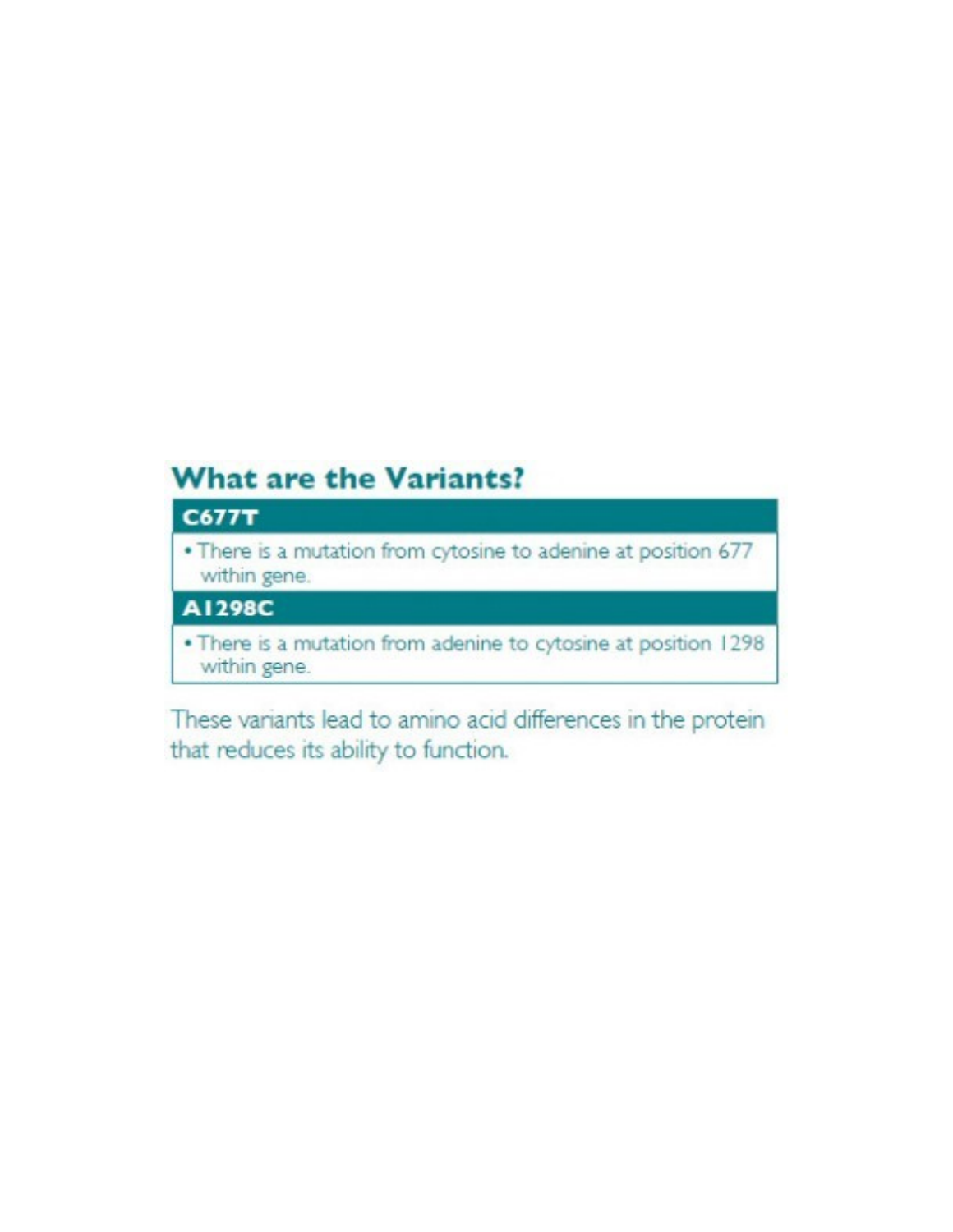## What are the Variants?

| C677T |
| --- |
| • There is a mutation from cytosine to adenine at position 677 within gene. |
| **A1298C** |
| • There is a mutation from adenine to cytosine at position 1298 within gene. |

These variants lead to amino acid differences in the protein that reduces its ability to function.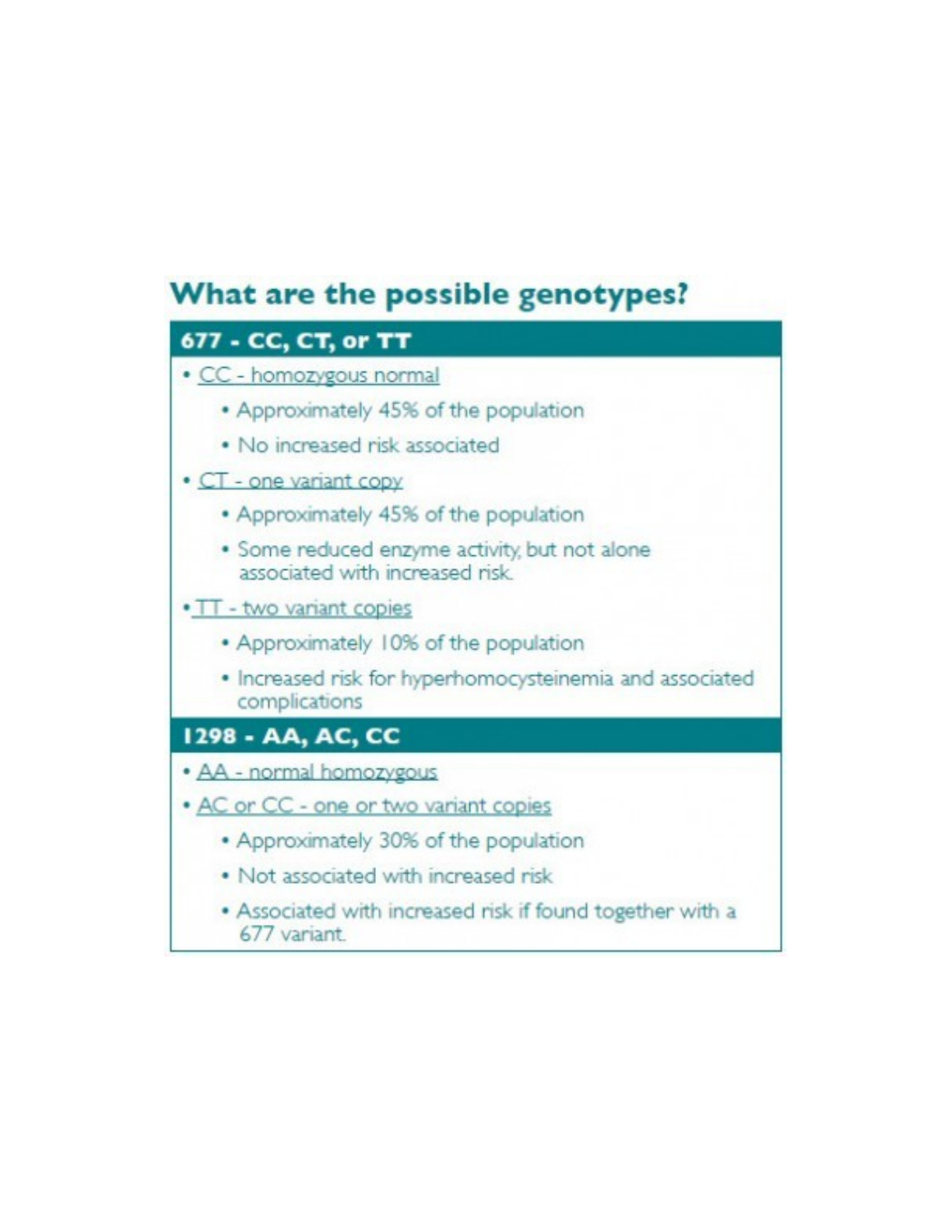## What are the possible genotypes?

### 677 - CC, CT, or TT

- CC - homozygous normal
  - Approximately 45% of the population
  - No increased risk associated
- CT - one variant copy
  - Approximately 45% of the population
  - Some reduced enzyme activity, but not alone associated with increased risk.
- TT - two variant copies
  - Approximately 10% of the population
  - Increased risk for hyperhomocysteinemia and associated complications

### 1298 - AA, AC, CC

- AA - normal homozygous
- AC or CC - one or two variant copies
  - Approximately 30% of the population
  - Not associated with increased risk
  - Associated with increased risk if found together with a 677 variant.